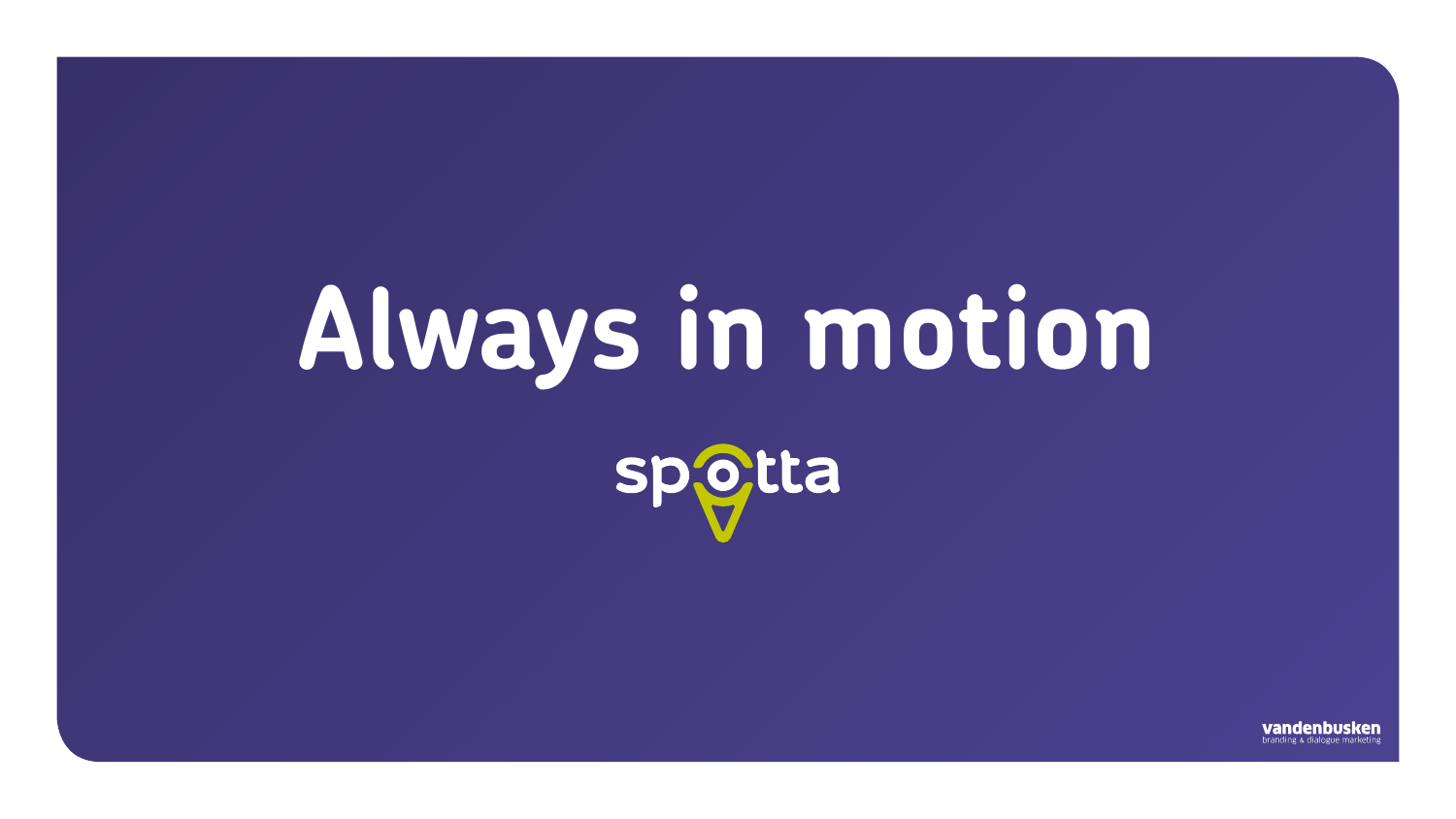# Always in motion

spotta

vandenbusken
branding & dialogue marketing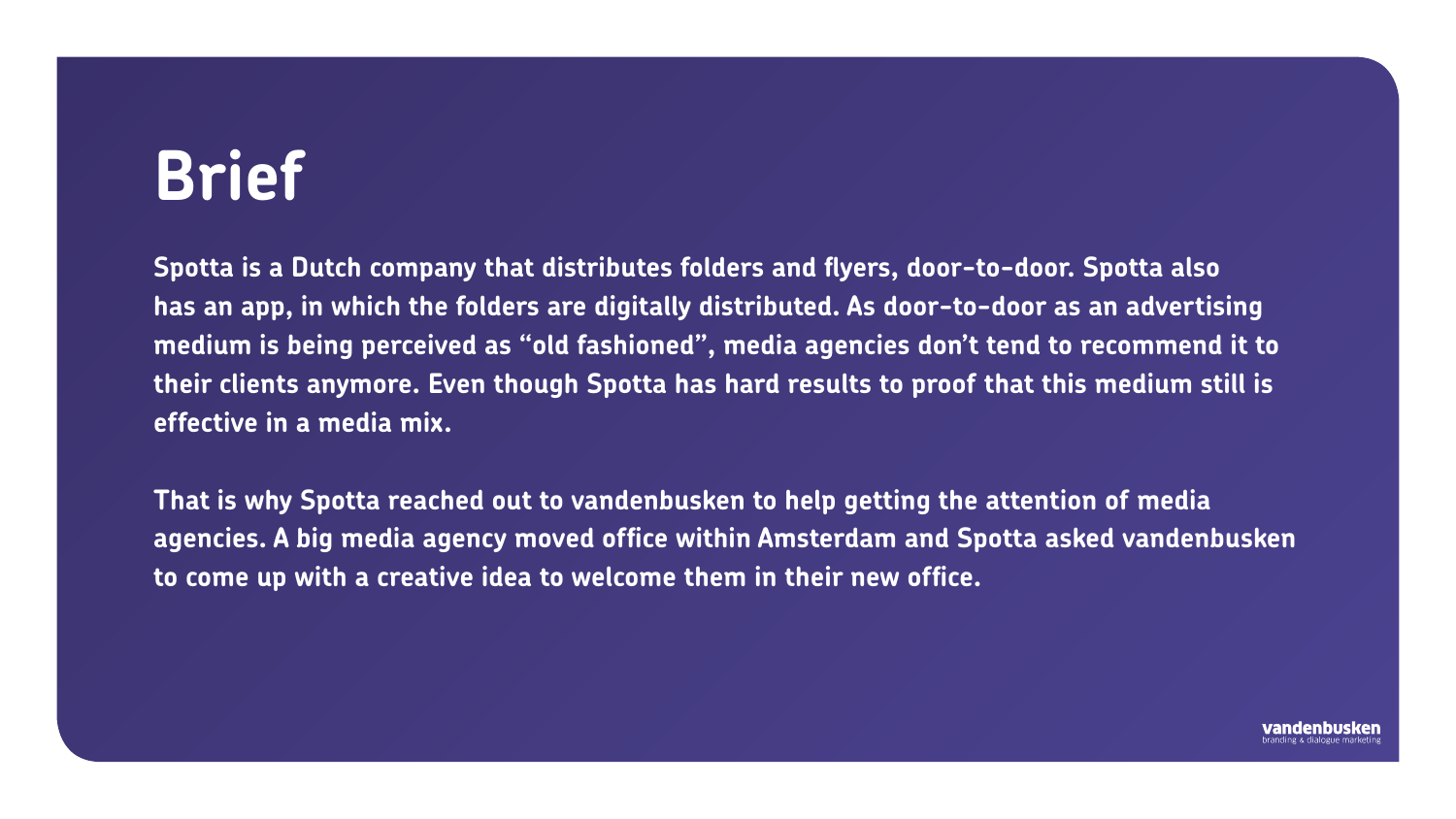# Brief

**Spotta is a Dutch company that distributes folders and flyers, door-to-door. Spotta also has an app, in which the folders are digitally distributed. As door-to-door as an advertising medium is being perceived as "old fashioned", media agencies don't tend to recommend it to their clients anymore. Even though Spotta has hard results to proof that this medium still is effective in a media mix.**

**That is why Spotta reached out to vandenbusken to help getting the attention of media agencies. A big media agency moved office within Amsterdam and Spotta asked vandenbusken to come up with a creative idea to welcome them in their new office.**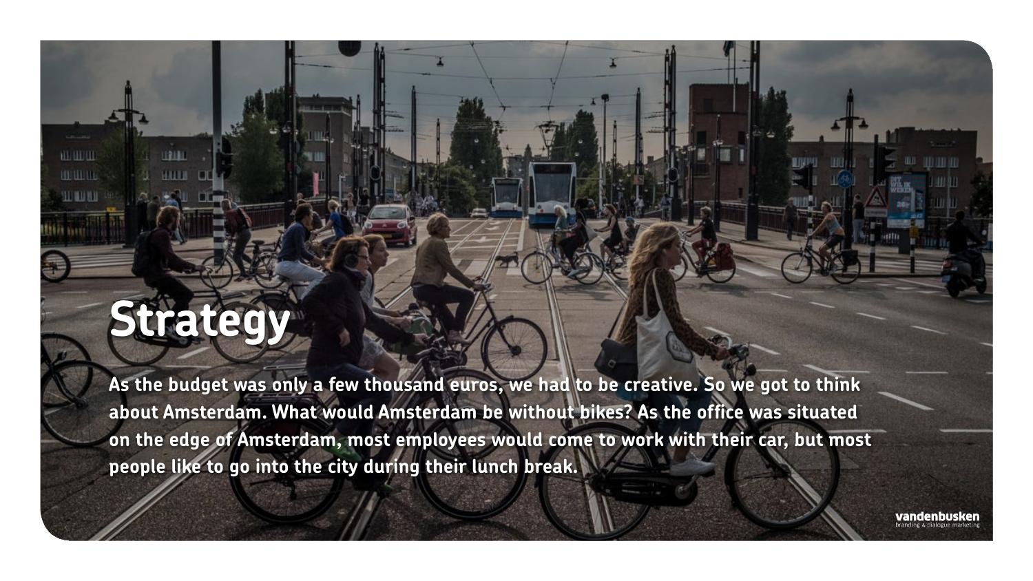# Strategy

As the budget was only a few thousand euros, we had to be creative. So we got to think about Amsterdam. What would Amsterdam be without bikes? As the office was situated on the edge of Amsterdam, most employees would come to work with their car, but most people like to go into the city during their lunch break.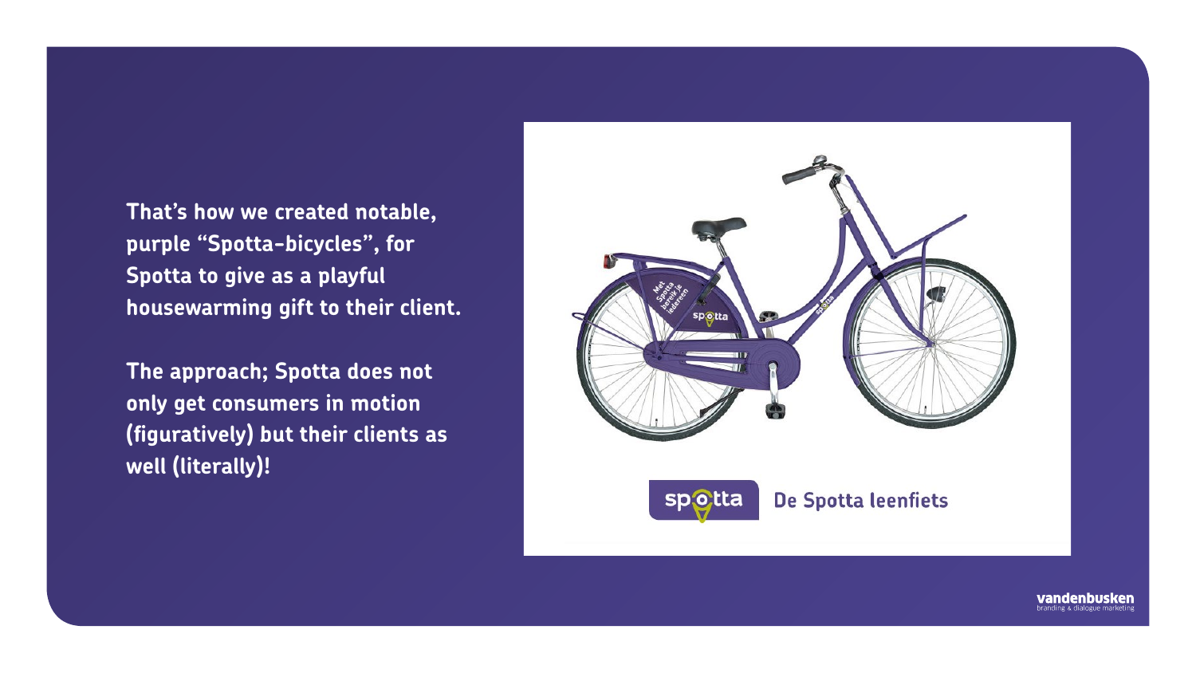That's how we created notable, purple "Spotta-bicycles", for Spotta to give as a playful housewarming gift to their client.

The approach; Spotta does not only get consumers in motion (figuratively) but their clients as well (literally)!

De Spotta leenfiets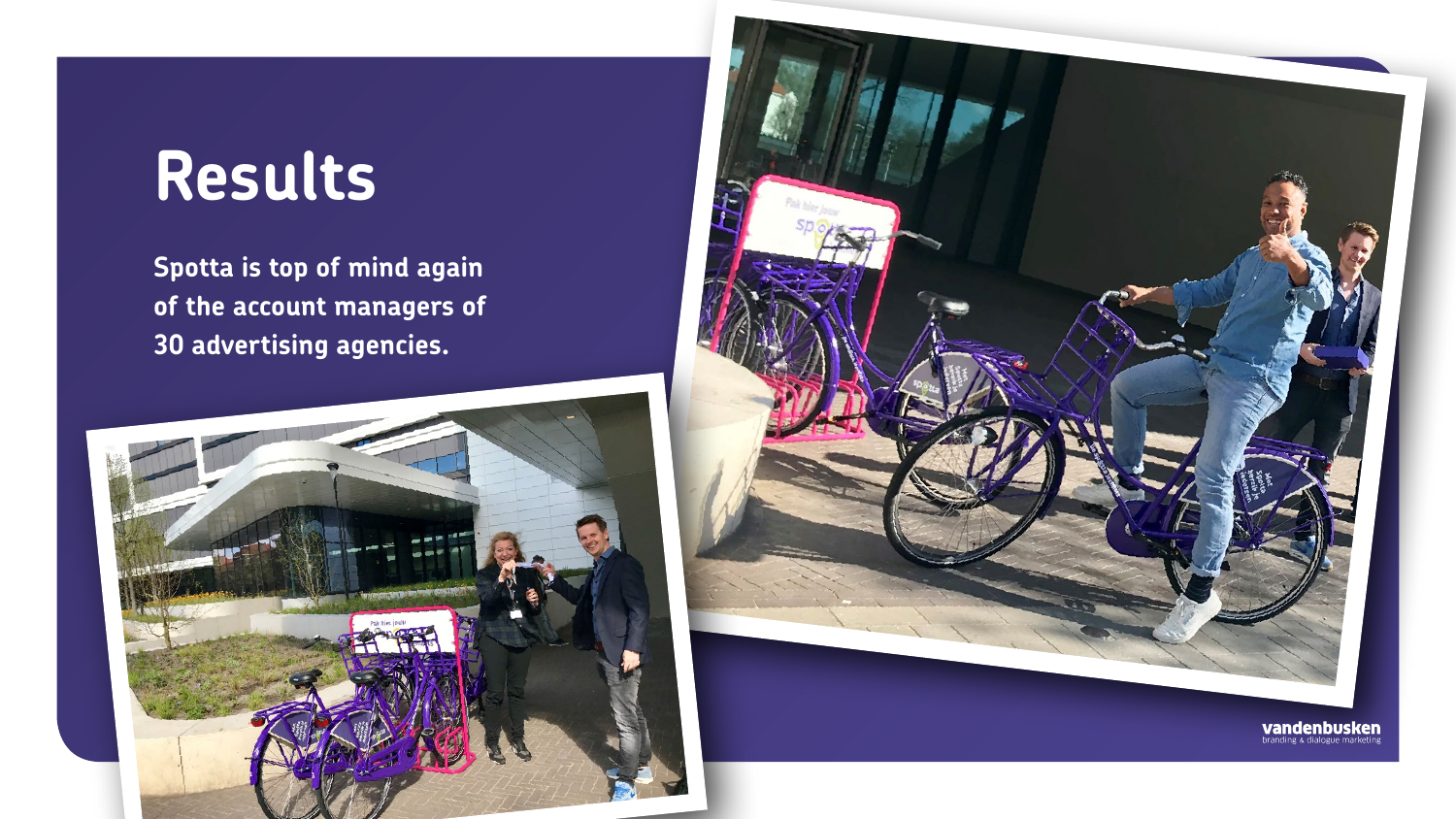# Results

**Spotta is top of mind again of the account managers of 30 advertising agencies.**

vandenbusken
branding & dialogue marketing